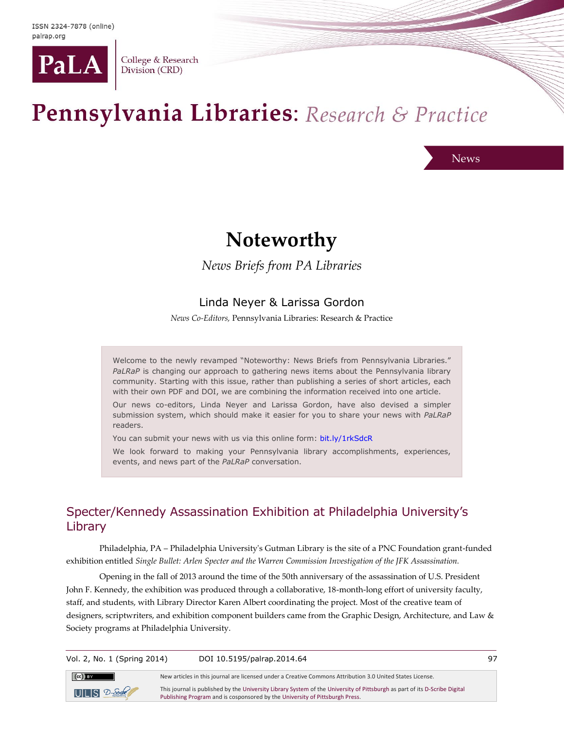ISSN 2324-7878 (online)
palrap.org

PaLA | College & Research Division (CRD)

# Pennsylvania Libraries: *Research & Practice*

News

# Noteworthy

*News Briefs from PA Libraries*

Linda Neyer & Larissa Gordon

*News Co-Editors,* Pennsylvania Libraries: Research & Practice

> Welcome to the newly revamped "Noteworthy: News Briefs from Pennsylvania Libraries." *PaLRaP* is changing our approach to gathering news items about the Pennsylvania library community. Starting with this issue, rather than publishing a series of short articles, each with their own PDF and DOI, we are combining the information received into one article.
>
> Our news co-editors, Linda Neyer and Larissa Gordon, have also devised a simpler submission system, which should make it easier for you to share your news with *PaLRaP* readers.
>
> You can submit your news with us via this online form: bit.ly/1rkSdcR
>
> We look forward to making your Pennsylvania library accomplishments, experiences, events, and news part of the *PaLRaP* conversation.

## Specter/Kennedy Assassination Exhibition at Philadelphia University's Library

Philadelphia, PA – Philadelphia University's Gutman Library is the site of a PNC Foundation grant-funded exhibition entitled *Single Bullet: Arlen Specter and the Warren Commission Investigation of the JFK Assassination.*

Opening in the fall of 2013 around the time of the 50th anniversary of the assassination of U.S. President John F. Kennedy, the exhibition was produced through a collaborative, 18-month-long effort of university faculty, staff, and students, with Library Director Karen Albert coordinating the project. Most of the creative team of designers, scriptwriters, and exhibition component builders came from the Graphic Design, Architecture, and Law & Society programs at Philadelphia University.

Vol. 2, No. 1 (Spring 2014) DOI 10.5195/palrap.2014.64

New articles in this journal are licensed under a Creative Commons Attribution 3.0 United States License.

This journal is published by the University Library System of the University of Pittsburgh as part of its D-Scribe Digital Publishing Program and is cosponsored by the University of Pittsburgh Press.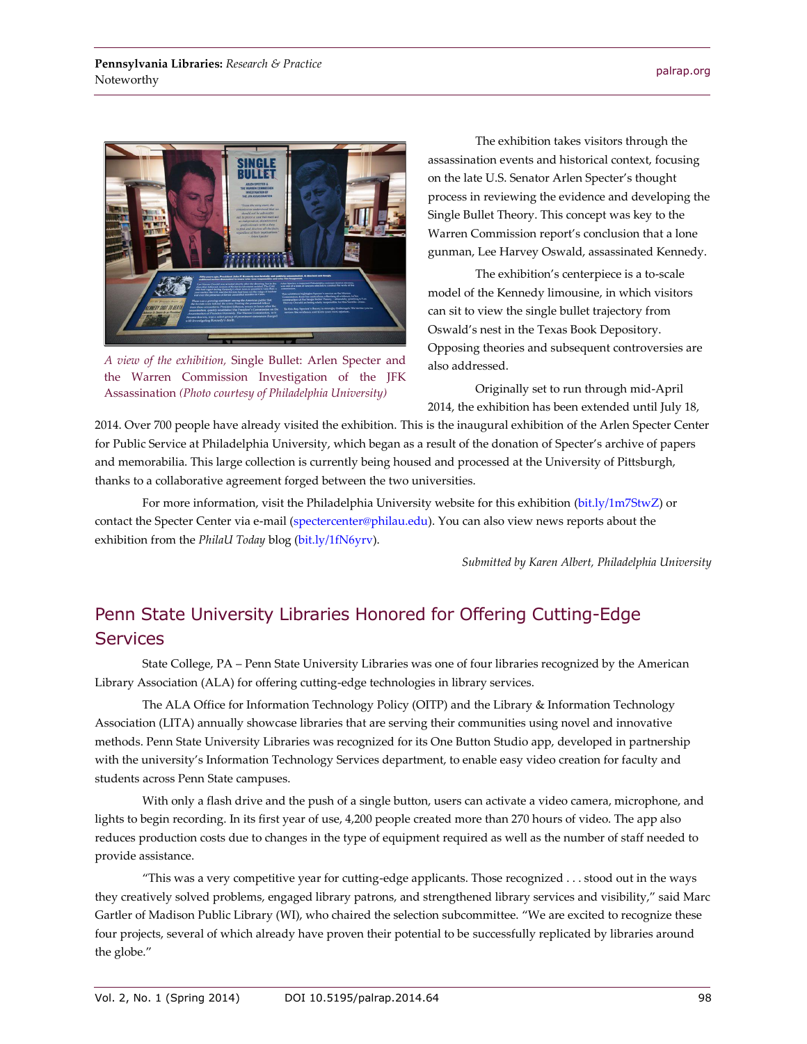*A view of the exhibition,* Single Bullet: Arlen Specter and the Warren Commission Investigation of the JFK Assassination *(Photo courtesy of Philadelphia University)*

The exhibition takes visitors through the assassination events and historical context, focusing on the late U.S. Senator Arlen Specter's thought process in reviewing the evidence and developing the Single Bullet Theory. This concept was key to the Warren Commission report's conclusion that a lone gunman, Lee Harvey Oswald, assassinated Kennedy.

The exhibition's centerpiece is a to-scale model of the Kennedy limousine, in which visitors can sit to view the single bullet trajectory from Oswald's nest in the Texas Book Depository. Opposing theories and subsequent controversies are also addressed.

Originally set to run through mid-April 2014, the exhibition has been extended until July 18, 2014. Over 700 people have already visited the exhibition. This is the inaugural exhibition of the Arlen Specter Center for Public Service at Philadelphia University, which began as a result of the donation of Specter's archive of papers and memorabilia. This large collection is currently being housed and processed at the University of Pittsburgh, thanks to a collaborative agreement forged between the two universities.

For more information, visit the Philadelphia University website for this exhibition (bit.ly/1m7StwZ) or contact the Specter Center via e-mail (spectercenter@philau.edu). You can also view news reports about the exhibition from the *PhilaU Today* blog (bit.ly/1fN6yrv).

*Submitted by Karen Albert, Philadelphia University*

## Penn State University Libraries Honored for Offering Cutting-Edge Services

State College, PA – Penn State University Libraries was one of four libraries recognized by the American Library Association (ALA) for offering cutting-edge technologies in library services.

The ALA Office for Information Technology Policy (OITP) and the Library & Information Technology Association (LITA) annually showcase libraries that are serving their communities using novel and innovative methods. Penn State University Libraries was recognized for its One Button Studio app, developed in partnership with the university's Information Technology Services department, to enable easy video creation for faculty and students across Penn State campuses.

With only a flash drive and the push of a single button, users can activate a video camera, microphone, and lights to begin recording. In its first year of use, 4,200 people created more than 270 hours of video. The app also reduces production costs due to changes in the type of equipment required as well as the number of staff needed to provide assistance.

"This was a very competitive year for cutting-edge applicants. Those recognized . . . stood out in the ways they creatively solved problems, engaged library patrons, and strengthened library services and visibility," said Marc Gartler of Madison Public Library (WI), who chaired the selection subcommittee. "We are excited to recognize these four projects, several of which already have proven their potential to be successfully replicated by libraries around the globe."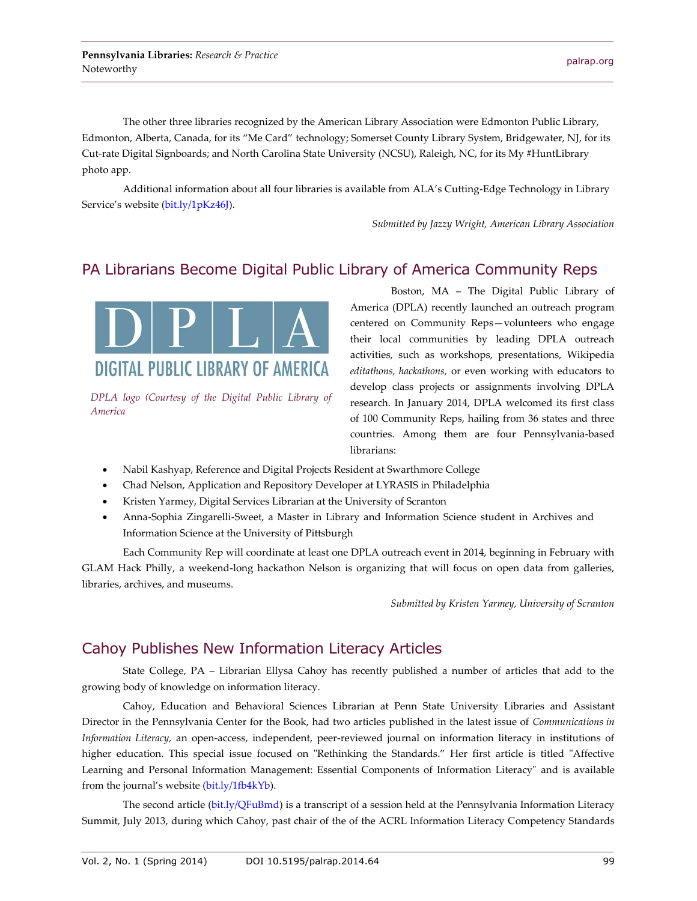The other three libraries recognized by the American Library Association were Edmonton Public Library, Edmonton, Alberta, Canada, for its "Me Card" technology; Somerset County Library System, Bridgewater, NJ, for its Cut-rate Digital Signboards; and North Carolina State University (NCSU), Raleigh, NC, for its My #HuntLibrary photo app.

Additional information about all four libraries is available from ALA's Cutting-Edge Technology in Library Service's website (bit.ly/1pKz46J).

*Submitted by Jazzy Wright, American Library Association*

## PA Librarians Become Digital Public Library of America Community Reps

*DPLA logo (Courtesy of the Digital Public Library of America*

Boston, MA – The Digital Public Library of America (DPLA) recently launched an outreach program centered on Community Reps—volunteers who engage their local communities by leading DPLA outreach activities, such as workshops, presentations, Wikipedia *editathons, hackathons,* or even working with educators to develop class projects or assignments involving DPLA research. In January 2014, DPLA welcomed its first class of 100 Community Reps, hailing from 36 states and three countries. Among them are four Pennsylvania-based librarians:

- Nabil Kashyap, Reference and Digital Projects Resident at Swarthmore College
- Chad Nelson, Application and Repository Developer at LYRASIS in Philadelphia
- Kristen Yarmey, Digital Services Librarian at the University of Scranton
- Anna-Sophia Zingarelli-Sweet, a Master in Library and Information Science student in Archives and Information Science at the University of Pittsburgh

Each Community Rep will coordinate at least one DPLA outreach event in 2014, beginning in February with GLAM Hack Philly, a weekend-long hackathon Nelson is organizing that will focus on open data from galleries, libraries, archives, and museums.

*Submitted by Kristen Yarmey, University of Scranton*

## Cahoy Publishes New Information Literacy Articles

State College, PA – Librarian Ellysa Cahoy has recently published a number of articles that add to the growing body of knowledge on information literacy.

Cahoy, Education and Behavioral Sciences Librarian at Penn State University Libraries and Assistant Director in the Pennsylvania Center for the Book, had two articles published in the latest issue of *Communications in Information Literacy,* an open-access, independent, peer-reviewed journal on information literacy in institutions of higher education. This special issue focused on "Rethinking the Standards." Her first article is titled "Affective Learning and Personal Information Management: Essential Components of Information Literacy" and is available from the journal's website (bit.ly/1fb4kYb).

The second article (bit.ly/QFuBmd) is a transcript of a session held at the Pennsylvania Information Literacy Summit, July 2013, during which Cahoy, past chair of the of the ACRL Information Literacy Competency Standards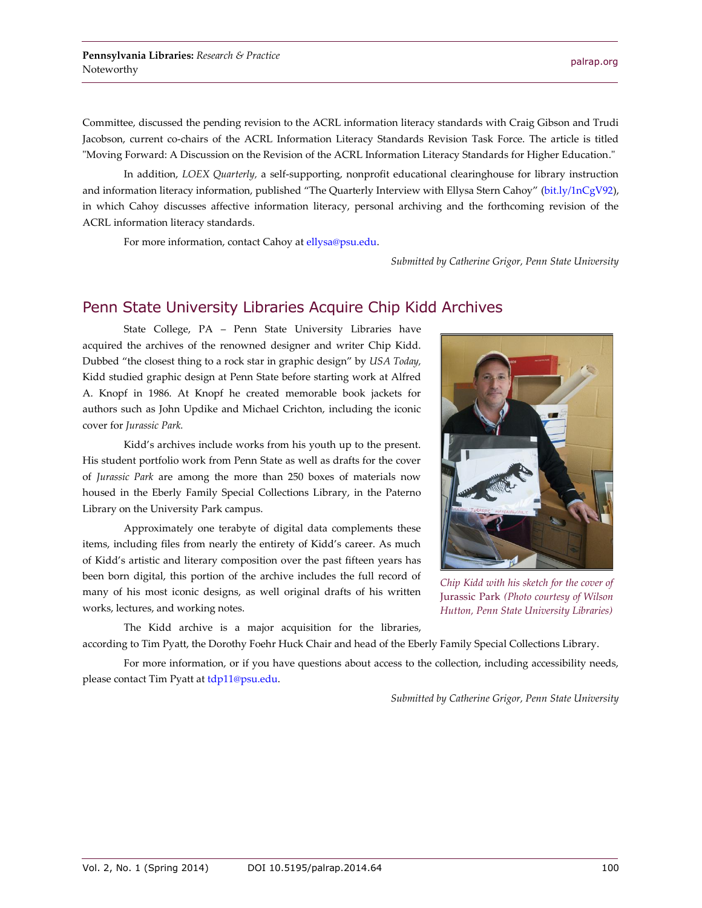Committee, discussed the pending revision to the ACRL information literacy standards with Craig Gibson and Trudi Jacobson, current co-chairs of the ACRL Information Literacy Standards Revision Task Force. The article is titled "Moving Forward: A Discussion on the Revision of the ACRL Information Literacy Standards for Higher Education."

In addition, *LOEX Quarterly*, a self-supporting, nonprofit educational clearinghouse for library instruction and information literacy information, published "The Quarterly Interview with Ellysa Stern Cahoy" (bit.ly/1nCgV92), in which Cahoy discusses affective information literacy, personal archiving and the forthcoming revision of the ACRL information literacy standards.

For more information, contact Cahoy at ellysa@psu.edu.

*Submitted by Catherine Grigor, Penn State University*

## Penn State University Libraries Acquire Chip Kidd Archives

State College, PA – Penn State University Libraries have acquired the archives of the renowned designer and writer Chip Kidd. Dubbed "the closest thing to a rock star in graphic design" by *USA Today*, Kidd studied graphic design at Penn State before starting work at Alfred A. Knopf in 1986. At Knopf he created memorable book jackets for authors such as John Updike and Michael Crichton, including the iconic cover for *Jurassic Park.*

Kidd's archives include works from his youth up to the present. His student portfolio work from Penn State as well as drafts for the cover of *Jurassic Park* are among the more than 250 boxes of materials now housed in the Eberly Family Special Collections Library, in the Paterno Library on the University Park campus.

Approximately one terabyte of digital data complements these items, including files from nearly the entirety of Kidd's career. As much of Kidd's artistic and literary composition over the past fifteen years has been born digital, this portion of the archive includes the full record of many of his most iconic designs, as well original drafts of his written works, lectures, and working notes.

*Chip Kidd with his sketch for the cover of* Jurassic Park *(Photo courtesy of Wilson Hutton, Penn State University Libraries)*

The Kidd archive is a major acquisition for the libraries, according to Tim Pyatt, the Dorothy Foehr Huck Chair and head of the Eberly Family Special Collections Library.

For more information, or if you have questions about access to the collection, including accessibility needs, please contact Tim Pyatt at tdp11@psu.edu.

*Submitted by Catherine Grigor, Penn State University*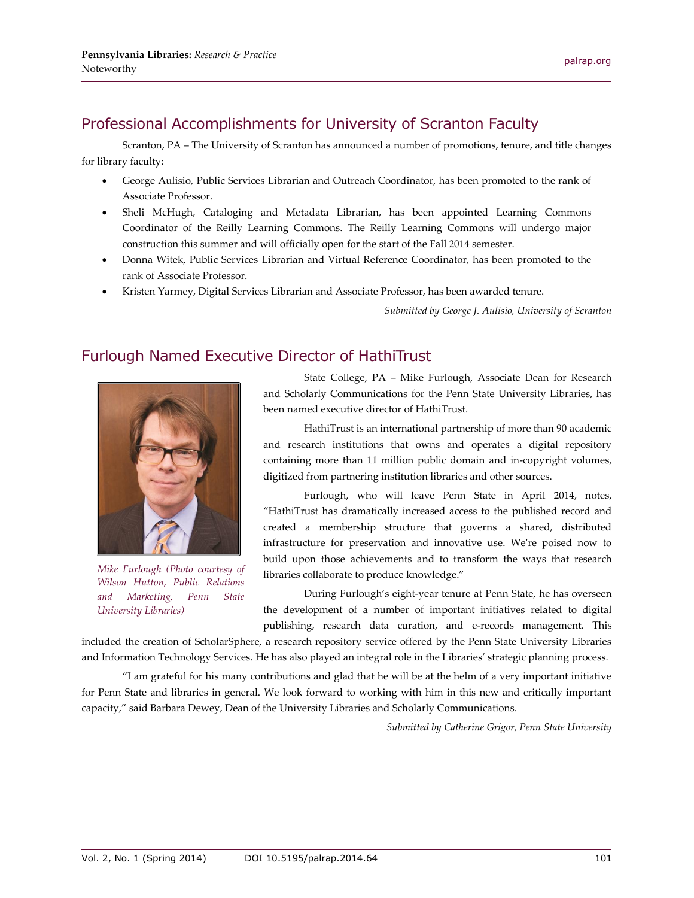## Professional Accomplishments for University of Scranton Faculty

Scranton, PA – The University of Scranton has announced a number of promotions, tenure, and title changes for library faculty:

- George Aulisio, Public Services Librarian and Outreach Coordinator, has been promoted to the rank of Associate Professor.
- Sheli McHugh, Cataloging and Metadata Librarian, has been appointed Learning Commons Coordinator of the Reilly Learning Commons. The Reilly Learning Commons will undergo major construction this summer and will officially open for the start of the Fall 2014 semester.
- Donna Witek, Public Services Librarian and Virtual Reference Coordinator, has been promoted to the rank of Associate Professor.
- Kristen Yarmey, Digital Services Librarian and Associate Professor, has been awarded tenure.

*Submitted by George J. Aulisio, University of Scranton*

## Furlough Named Executive Director of HathiTrust

*Mike Furlough (Photo courtesy of Wilson Hutton, Public Relations and Marketing, Penn State University Libraries)*

State College, PA – Mike Furlough, Associate Dean for Research and Scholarly Communications for the Penn State University Libraries, has been named executive director of HathiTrust.

HathiTrust is an international partnership of more than 90 academic and research institutions that owns and operates a digital repository containing more than 11 million public domain and in-copyright volumes, digitized from partnering institution libraries and other sources.

Furlough, who will leave Penn State in April 2014, notes, "HathiTrust has dramatically increased access to the published record and created a membership structure that governs a shared, distributed infrastructure for preservation and innovative use. We're poised now to build upon those achievements and to transform the ways that research libraries collaborate to produce knowledge."

During Furlough's eight-year tenure at Penn State, he has overseen the development of a number of important initiatives related to digital publishing, research data curation, and e-records management. This included the creation of ScholarSphere, a research repository service offered by the Penn State University Libraries and Information Technology Services. He has also played an integral role in the Libraries' strategic planning process.

"I am grateful for his many contributions and glad that he will be at the helm of a very important initiative for Penn State and libraries in general. We look forward to working with him in this new and critically important capacity," said Barbara Dewey, Dean of the University Libraries and Scholarly Communications.

*Submitted by Catherine Grigor, Penn State University*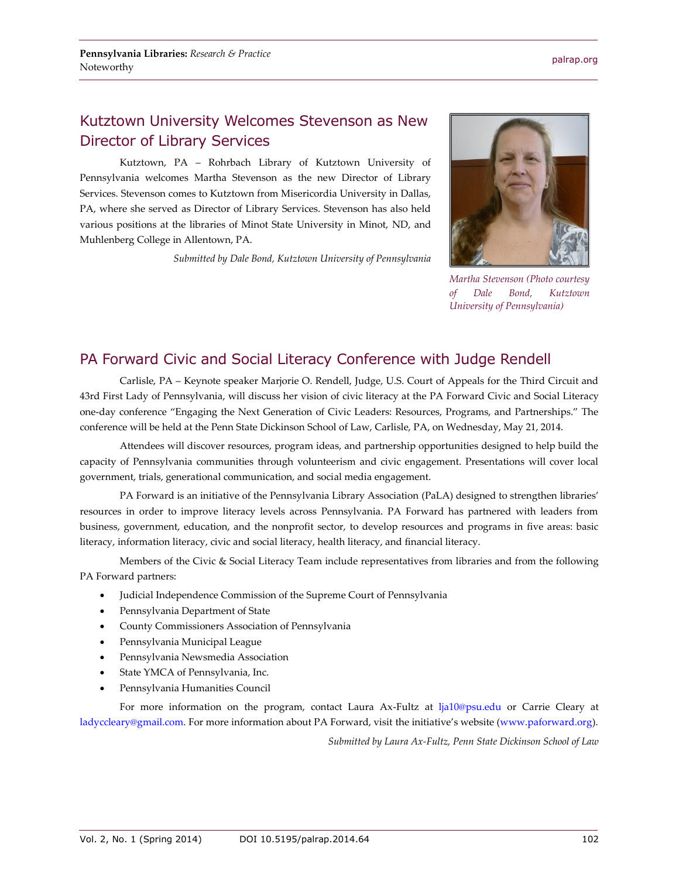## Kutztown University Welcomes Stevenson as New Director of Library Services

Kutztown, PA – Rohrbach Library of Kutztown University of Pennsylvania welcomes Martha Stevenson as the new Director of Library Services. Stevenson comes to Kutztown from Misericordia University in Dallas, PA, where she served as Director of Library Services. Stevenson has also held various positions at the libraries of Minot State University in Minot, ND, and Muhlenberg College in Allentown, PA.

*Submitted by Dale Bond, Kutztown University of Pennsylvania*

*Martha Stevenson (Photo courtesy of Dale Bond, Kutztown University of Pennsylvania)*

## PA Forward Civic and Social Literacy Conference with Judge Rendell

Carlisle, PA – Keynote speaker Marjorie O. Rendell, Judge, U.S. Court of Appeals for the Third Circuit and 43rd First Lady of Pennsylvania, will discuss her vision of civic literacy at the PA Forward Civic and Social Literacy one-day conference "Engaging the Next Generation of Civic Leaders: Resources, Programs, and Partnerships." The conference will be held at the Penn State Dickinson School of Law, Carlisle, PA, on Wednesday, May 21, 2014.

Attendees will discover resources, program ideas, and partnership opportunities designed to help build the capacity of Pennsylvania communities through volunteerism and civic engagement. Presentations will cover local government, trials, generational communication, and social media engagement.

PA Forward is an initiative of the Pennsylvania Library Association (PaLA) designed to strengthen libraries' resources in order to improve literacy levels across Pennsylvania. PA Forward has partnered with leaders from business, government, education, and the nonprofit sector, to develop resources and programs in five areas: basic literacy, information literacy, civic and social literacy, health literacy, and financial literacy.

Members of the Civic & Social Literacy Team include representatives from libraries and from the following PA Forward partners:

- Judicial Independence Commission of the Supreme Court of Pennsylvania
- Pennsylvania Department of State
- County Commissioners Association of Pennsylvania
- Pennsylvania Municipal League
- Pennsylvania Newsmedia Association
- State YMCA of Pennsylvania, Inc.
- Pennsylvania Humanities Council

For more information on the program, contact Laura Ax-Fultz at lja10@psu.edu or Carrie Cleary at ladyccleary@gmail.com. For more information about PA Forward, visit the initiative's website (www.paforward.org).

*Submitted by Laura Ax-Fultz, Penn State Dickinson School of Law*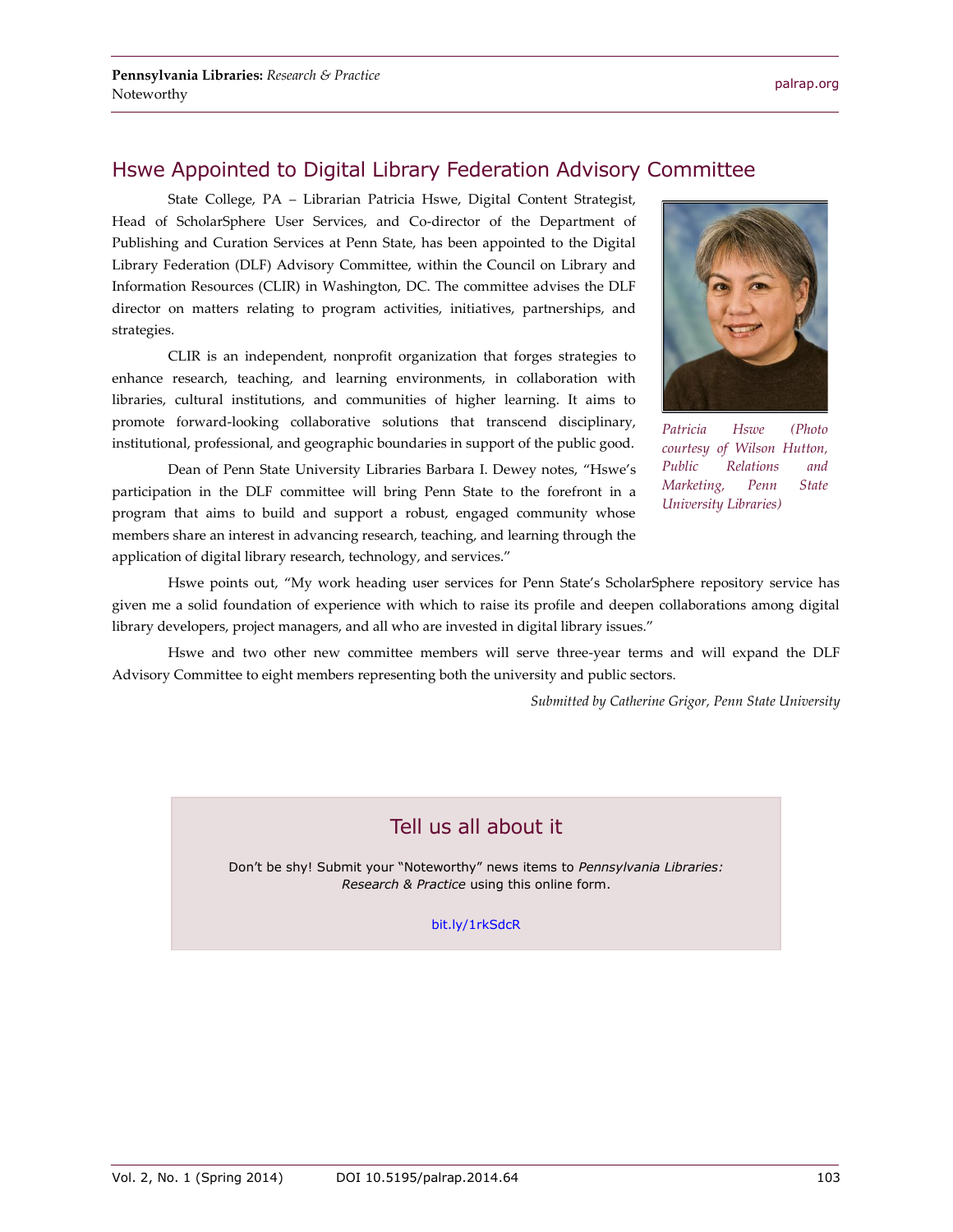## Hswe Appointed to Digital Library Federation Advisory Committee

State College, PA – Librarian Patricia Hswe, Digital Content Strategist, Head of ScholarSphere User Services, and Co-director of the Department of Publishing and Curation Services at Penn State, has been appointed to the Digital Library Federation (DLF) Advisory Committee, within the Council on Library and Information Resources (CLIR) in Washington, DC. The committee advises the DLF director on matters relating to program activities, initiatives, partnerships, and strategies.

*Patricia Hswe (Photo courtesy of Wilson Hutton, Public Relations and Marketing, Penn State University Libraries)*

CLIR is an independent, nonprofit organization that forges strategies to enhance research, teaching, and learning environments, in collaboration with libraries, cultural institutions, and communities of higher learning. It aims to promote forward-looking collaborative solutions that transcend disciplinary, institutional, professional, and geographic boundaries in support of the public good.

Dean of Penn State University Libraries Barbara I. Dewey notes, "Hswe's participation in the DLF committee will bring Penn State to the forefront in a program that aims to build and support a robust, engaged community whose members share an interest in advancing research, teaching, and learning through the application of digital library research, technology, and services."

Hswe points out, "My work heading user services for Penn State's ScholarSphere repository service has given me a solid foundation of experience with which to raise its profile and deepen collaborations among digital library developers, project managers, and all who are invested in digital library issues."

Hswe and two other new committee members will serve three-year terms and will expand the DLF Advisory Committee to eight members representing both the university and public sectors.

*Submitted by Catherine Grigor, Penn State University*

### Tell us all about it

Don't be shy! Submit your "Noteworthy" news items to *Pennsylvania Libraries: Research & Practice* using this online form.

bit.ly/1rkSdcR